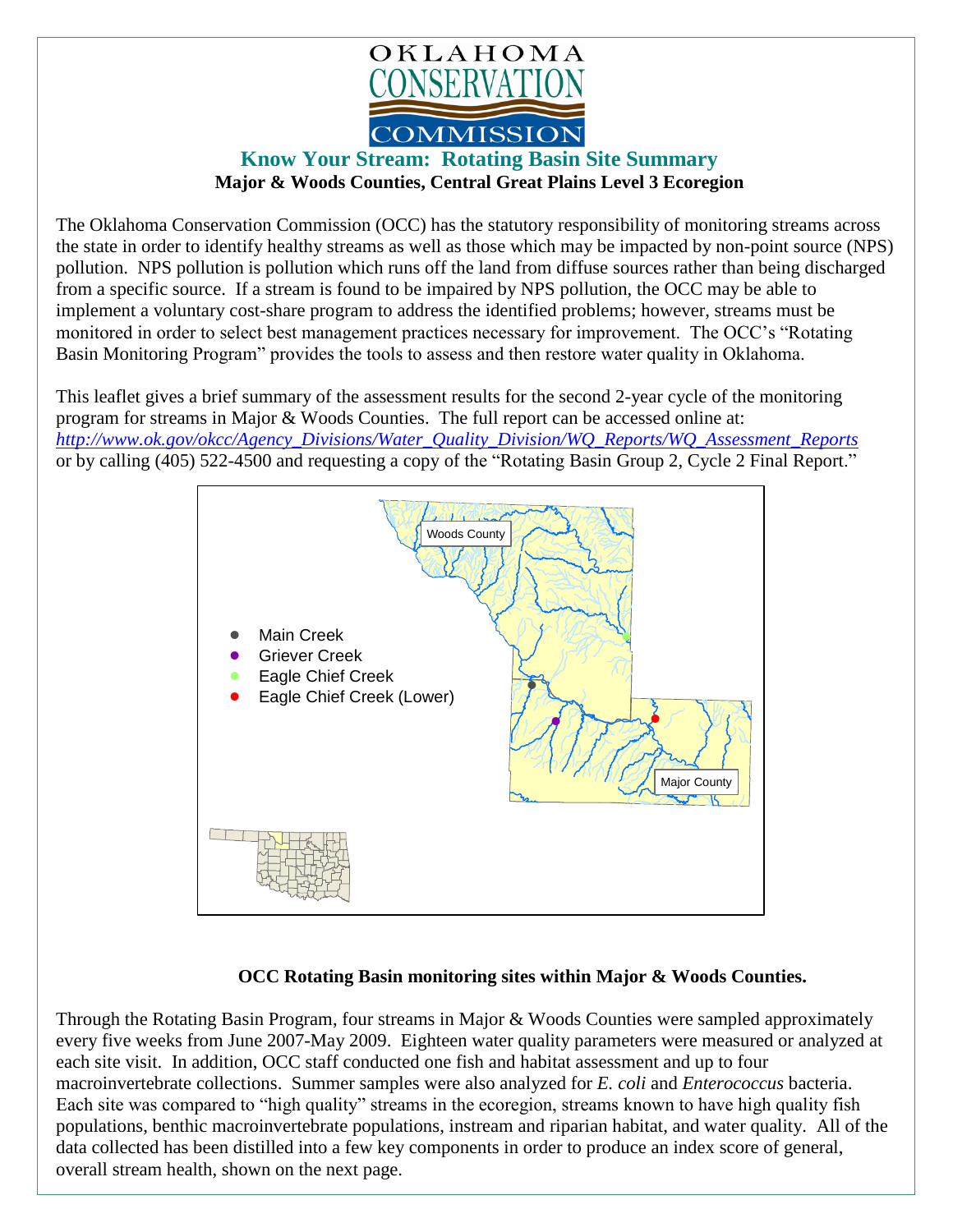OKLAHOMA CONSERVATION COMMISSION

## Know Your Stream: Rotating Basin Site Summary

**Major & Woods Counties, Central Great Plains Level 3 Ecoregion**

The Oklahoma Conservation Commission (OCC) has the statutory responsibility of monitoring streams across the state in order to identify healthy streams as well as those which may be impacted by non-point source (NPS) pollution. NPS pollution is pollution which runs off the land from diffuse sources rather than being discharged from a specific source. If a stream is found to be impaired by NPS pollution, the OCC may be able to implement a voluntary cost-share program to address the identified problems; however, streams must be monitored in order to select best management practices necessary for improvement. The OCC's "Rotating Basin Monitoring Program" provides the tools to assess and then restore water quality in Oklahoma.

This leaflet gives a brief summary of the assessment results for the second 2-year cycle of the monitoring program for streams in Major & Woods Counties. The full report can be accessed online at: *http://www.ok.gov/okcc/Agency_Divisions/Water_Quality_Division/WQ_Reports/WQ_Assessment_Reports* or by calling (405) 522-4500 and requesting a copy of the "Rotating Basin Group 2, Cycle 2 Final Report."

- Main Creek
- Griever Creek
- Eagle Chief Creek
- Eagle Chief Creek (Lower)

Woods County

Major County

**OCC Rotating Basin monitoring sites within Major & Woods Counties.**

Through the Rotating Basin Program, four streams in Major & Woods Counties were sampled approximately every five weeks from June 2007-May 2009. Eighteen water quality parameters were measured or analyzed at each site visit. In addition, OCC staff conducted one fish and habitat assessment and up to four macroinvertebrate collections. Summer samples were also analyzed for *E. coli* and *Enterococcus* bacteria. Each site was compared to "high quality" streams in the ecoregion, streams known to have high quality fish populations, benthic macroinvertebrate populations, instream and riparian habitat, and water quality. All of the data collected has been distilled into a few key components in order to produce an index score of general, overall stream health, shown on the next page.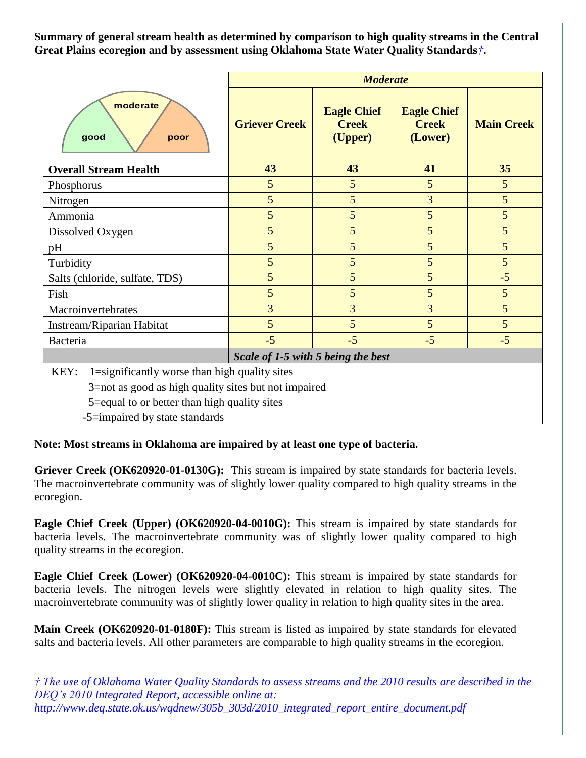**Summary of general stream health as determined by comparison to high quality streams in the Central Great Plains ecoregion and by assessment using Oklahoma State Water Quality Standards*†*.**

| moderate / good / poor | *Moderate* | | | |
|---|---|---|---|---|
| | **Griever Creek** | **Eagle Chief Creek (Upper)** | **Eagle Chief Creek (Lower)** | **Main Creek** |
| **Overall Stream Health** | **43** | **43** | **41** | **35** |
| Phosphorus | 5 | 5 | 5 | 5 |
| Nitrogen | 5 | 5 | 3 | 5 |
| Ammonia | 5 | 5 | 5 | 5 |
| Dissolved Oxygen | 5 | 5 | 5 | 5 |
| pH | 5 | 5 | 5 | 5 |
| Turbidity | 5 | 5 | 5 | 5 |
| Salts (chloride, sulfate, TDS) | 5 | 5 | 5 | -5 |
| Fish | 5 | 5 | 5 | 5 |
| Macroinvertebrates | 3 | 3 | 3 | 5 |
| Instream/Riparian Habitat | 5 | 5 | 5 | 5 |
| Bacteria | -5 | -5 | -5 | -5 |
| | ***Scale of 1-5 with 5 being the best*** | | | |

KEY:
- 1=significantly worse than high quality sites
- 3=not as good as high quality sites but not impaired
- 5=equal to or better than high quality sites
- -5=impaired by state standards

**Note: Most streams in Oklahoma are impaired by at least one type of bacteria.**

**Griever Creek (OK620920-01-0130G):** This stream is impaired by state standards for bacteria levels. The macroinvertebrate community was of slightly lower quality compared to high quality streams in the ecoregion.

**Eagle Chief Creek (Upper) (OK620920-04-0010G):** This stream is impaired by state standards for bacteria levels. The macroinvertebrate community was of slightly lower quality compared to high quality streams in the ecoregion.

**Eagle Chief Creek (Lower) (OK620920-04-0010C):** This stream is impaired by state standards for bacteria levels. The nitrogen levels were slightly elevated in relation to high quality sites. The macroinvertebrate community was of slightly lower quality in relation to high quality sites in the area.

**Main Creek (OK620920-01-0180F):** This stream is listed as impaired by state standards for elevated salts and bacteria levels. All other parameters are comparable to high quality streams in the ecoregion.

*† The use of Oklahoma Water Quality Standards to assess streams and the 2010 results are described in the DEQ's 2010 Integrated Report, accessible online at: http://www.deq.state.ok.us/wqdnew/305b_303d/2010_integrated_report_entire_document.pdf*